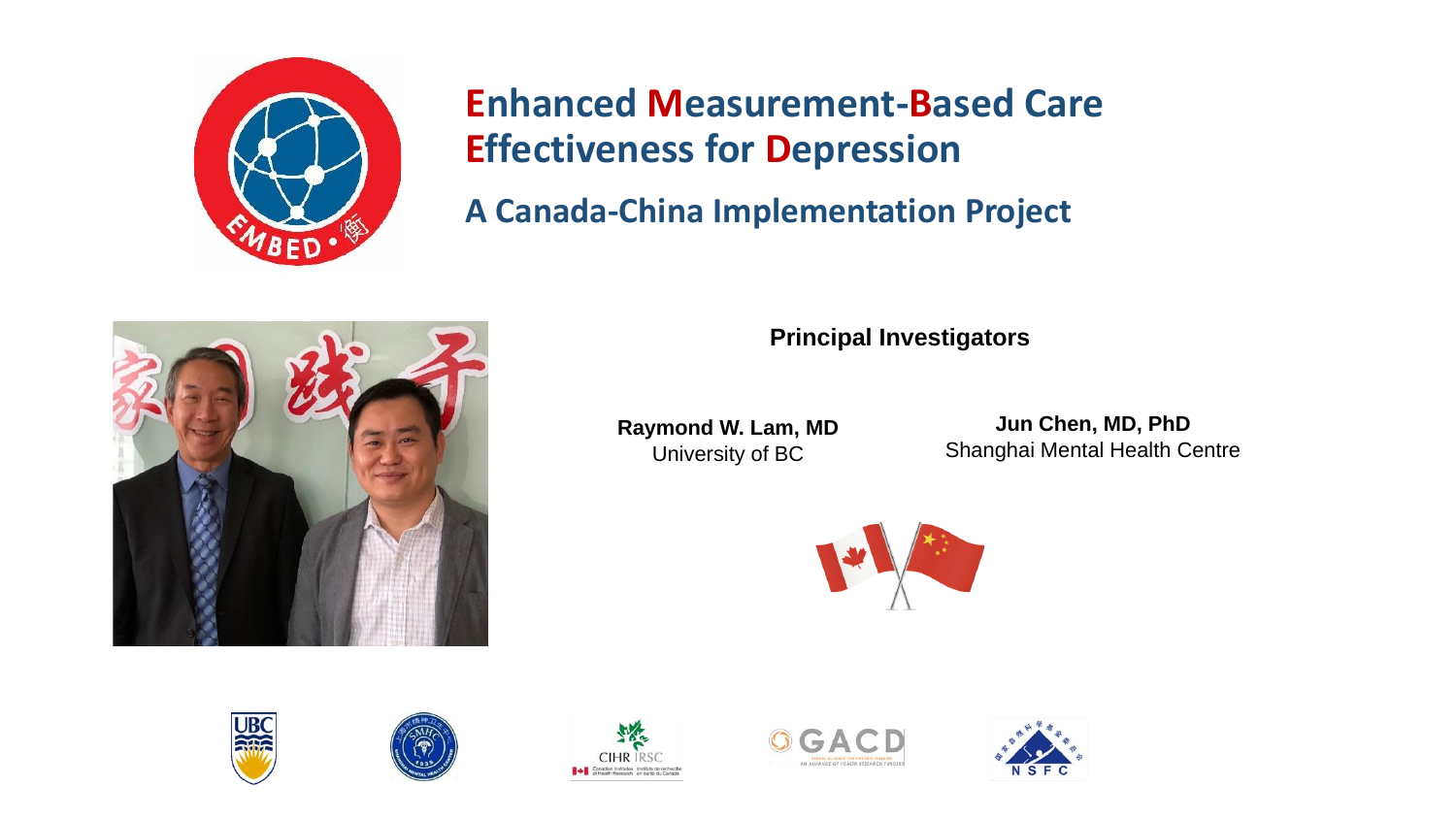# Enhanced Measurement-Based Care Effectiveness for Depression

## A Canada-China Implementation Project

**Principal Investigators**

**Raymond W. Lam, MD**
University of BC

**Jun Chen, MD, PhD**
Shanghai Mental Health Centre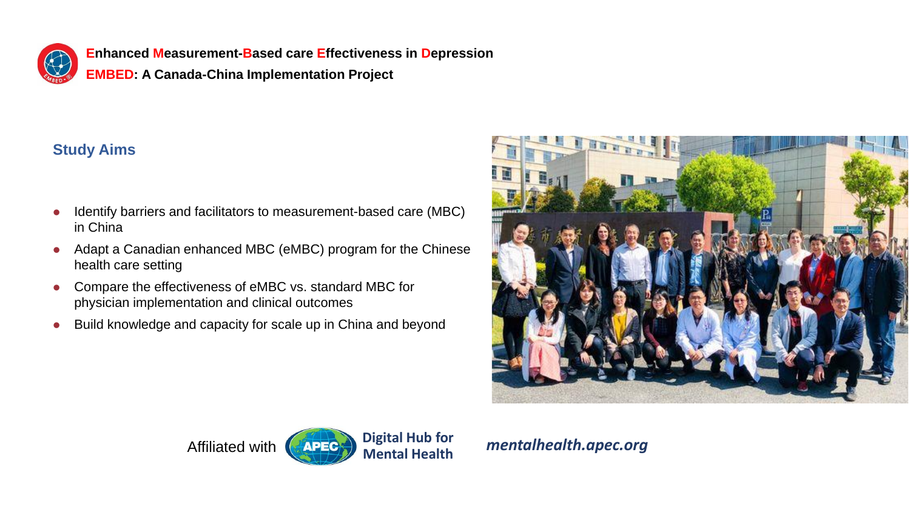**Enhanced Measurement-Based care Effectiveness in Depression**

**EMBED: A Canada-China Implementation Project**

## Study Aims

- Identify barriers and facilitators to measurement-based care (MBC) in China
- Adapt a Canadian enhanced MBC (eMBC) program for the Chinese health care setting
- Compare the effectiveness of eMBC vs. standard MBC for physician implementation and clinical outcomes
- Build knowledge and capacity for scale up in China and beyond

Affiliated with APEC Digital Hub for Mental Health

*mentalhealth.apec.org*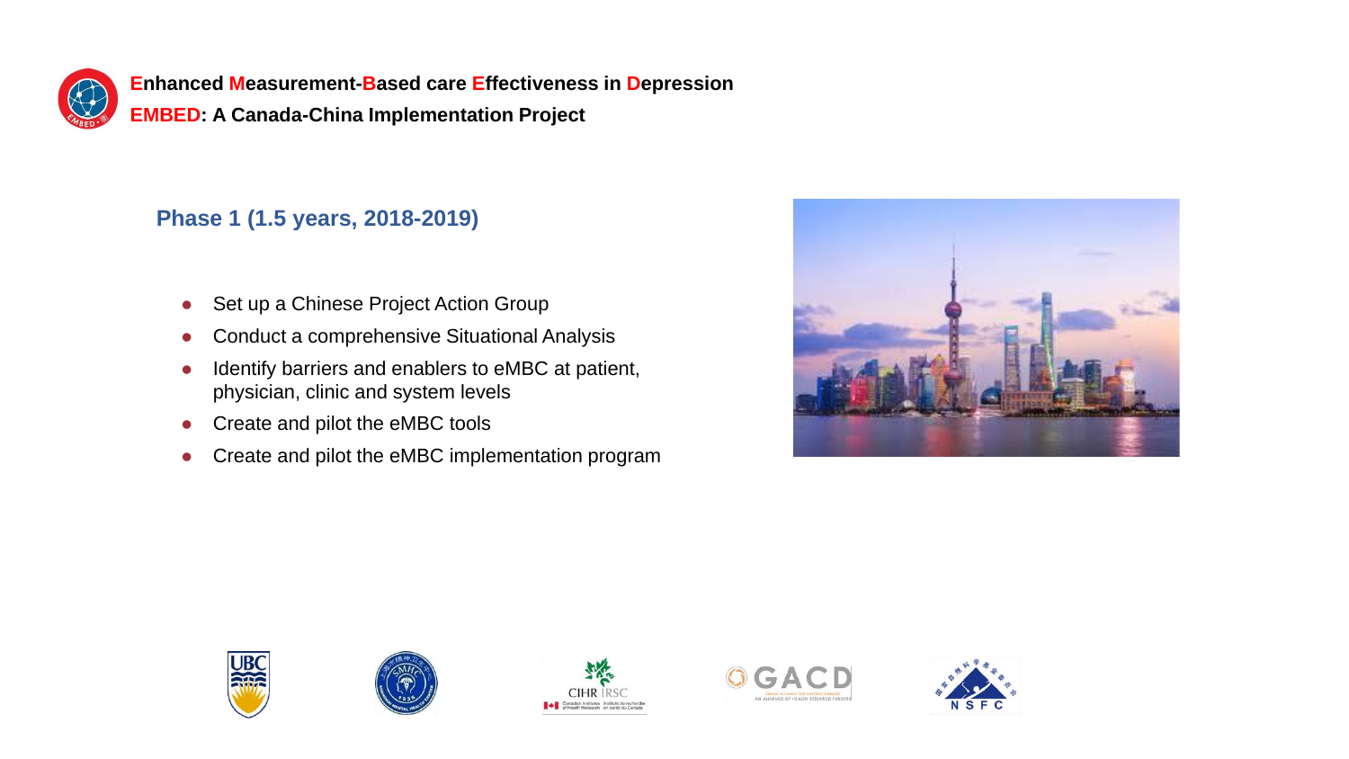**Enhanced Measurement-Based care Effectiveness in Depression**

**EMBED: A Canada-China Implementation Project**

## Phase 1 (1.5 years, 2018-2019)

- Set up a Chinese Project Action Group
- Conduct a comprehensive Situational Analysis
- Identify barriers and enablers to eMBC at patient, physician, clinic and system levels
- Create and pilot the eMBC tools
- Create and pilot the eMBC implementation program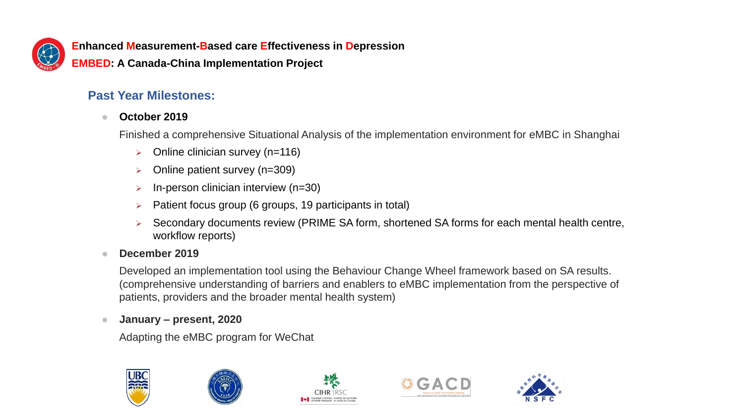**Enhanced Measurement-Based care Effectiveness in Depression**

**EMBED: A Canada-China Implementation Project**

## Past Year Milestones:

- **October 2019**

  Finished a comprehensive Situational Analysis of the implementation environment for eMBC in Shanghai

  - Online clinician survey (n=116)
  - Online patient survey (n=309)
  - In-person clinician interview (n=30)
  - Patient focus group (6 groups, 19 participants in total)
  - Secondary documents review (PRIME SA form, shortened SA forms for each mental health centre, workflow reports)

- **December 2019**

  Developed an implementation tool using the Behaviour Change Wheel framework based on SA results. (comprehensive understanding of barriers and enablers to eMBC implementation from the perspective of patients, providers and the broader mental health system)

- **January – present, 2020**

  Adapting the eMBC program for WeChat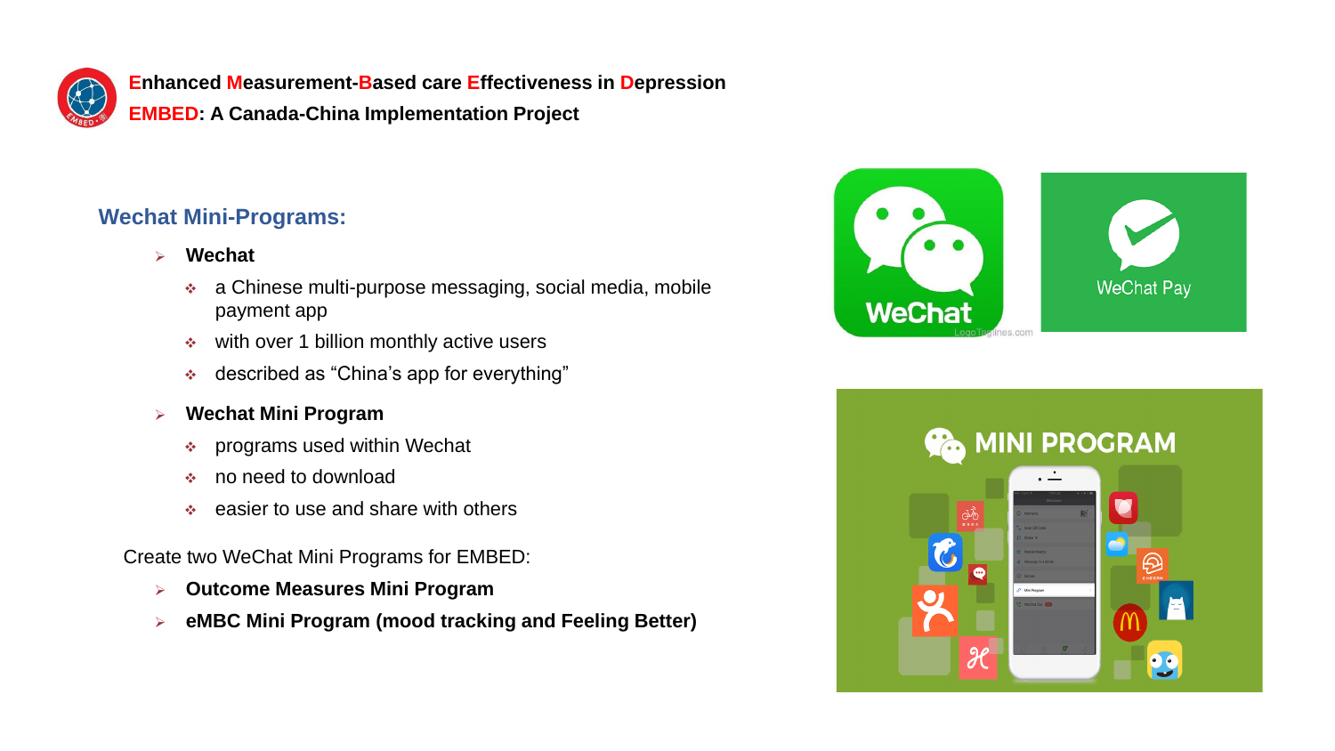**Enhanced Measurement-Based care Effectiveness in Depression**

**EMBED: A Canada-China Implementation Project**

## Wechat Mini-Programs:

- **Wechat**
  - a Chinese multi-purpose messaging, social media, mobile payment app
  - with over 1 billion monthly active users
  - described as "China's app for everything"
- **Wechat Mini Program**
  - programs used within Wechat
  - no need to download
  - easier to use and share with others

Create two WeChat Mini Programs for EMBED:

- **Outcome Measures Mini Program**
- **eMBC Mini Program (mood tracking and Feeling Better)**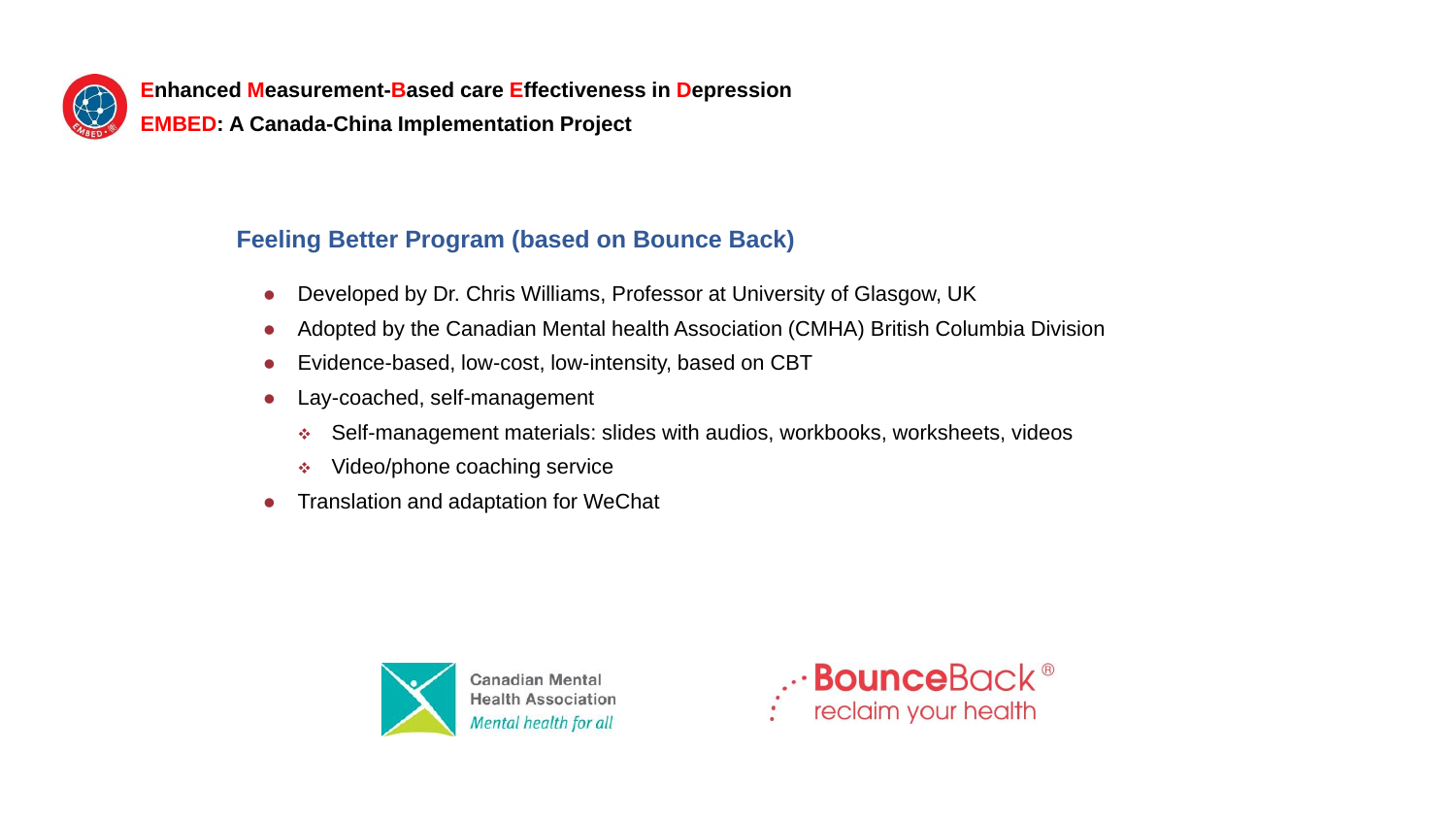**Enhanced Measurement-Based care Effectiveness in Depression**

**EMBED: A Canada-China Implementation Project**

## Feeling Better Program (based on Bounce Back)

- Developed by Dr. Chris Williams, Professor at University of Glasgow, UK
- Adopted by the Canadian Mental health Association (CMHA) British Columbia Division
- Evidence-based, low-cost, low-intensity, based on CBT
- Lay-coached, self-management
  - Self-management materials: slides with audios, workbooks, worksheets, videos
  - Video/phone coaching service
- Translation and adaptation for WeChat

Canadian Mental Health Association *Mental health for all*

BounceBack® reclaim your health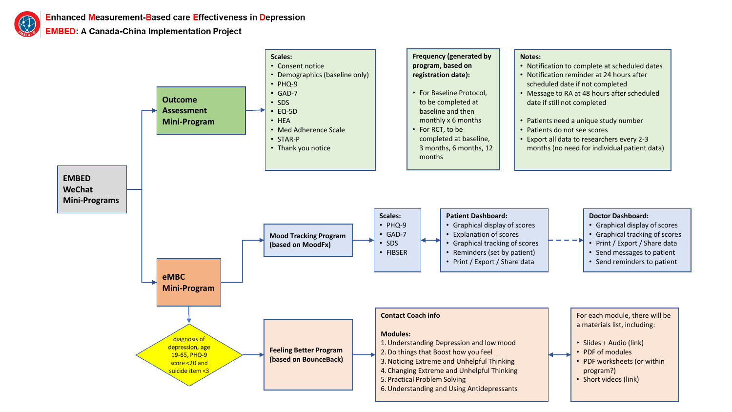# **E**nhanced **M**easurement-**B**ased care **E**ffectiveness in **D**epression

## **EMBED**: A Canada-China Implementation Project

**EMBED WeChat Mini-Programs**

**Outcome Assessment Mini-Program**

**Scales:**

- Consent notice
- Demographics (baseline only)
- PHQ-9
- GAD-7
- SDS
- EQ-5D
- HEA
- Med Adherence Scale
- STAR-P
- Thank you notice

**Frequency (generated by program, based on registration date):**

- For Baseline Protocol, to be completed at baseline and then monthly x 6 months
- For RCT, to be completed at baseline, 3 months, 6 months, 12 months

**Notes:**

- Notification to complete at scheduled dates
- Notification reminder at 24 hours after scheduled date if not completed
- Message to RA at 48 hours after scheduled date if still not completed
- Patients need a unique study number
- Patients do not see scores
- Export all data to researchers every 2-3 months (no need for individual patient data)

**eMBC Mini-Program**

**Mood Tracking Program (based on MoodFx)**

**Scales:**

- PHQ-9
- GAD-7
- SDS
- FIBSER

**Patient Dashboard:**

- Graphical display of scores
- Explanation of scores
- Graphical tracking of scores
- Reminders (set by patient)
- Print / Export / Share data

**Doctor Dashboard:**

- Graphical display of scores
- Graphical tracking of scores
- Print / Export / Share data
- Send messages to patient
- Send reminders to patient

diagnosis of depression, age 19-65, PHQ-9 score <20 and suicide item <3

**Feeling Better Program (based on BounceBack)**

**Contact Coach info**

**Modules:**

1. Understanding Depression and low mood
2. Do things that Boost how you feel
3. Noticing Extreme and Unhelpful Thinking
4. Changing Extreme and Unhelpful Thinking
5. Practical Problem Solving
6. Understanding and Using Antidepressants

For each module, there will be a materials list, including:

- Slides + Audio (link)
- PDF of modules
- PDF worksheets (or within program?)
- Short videos (link)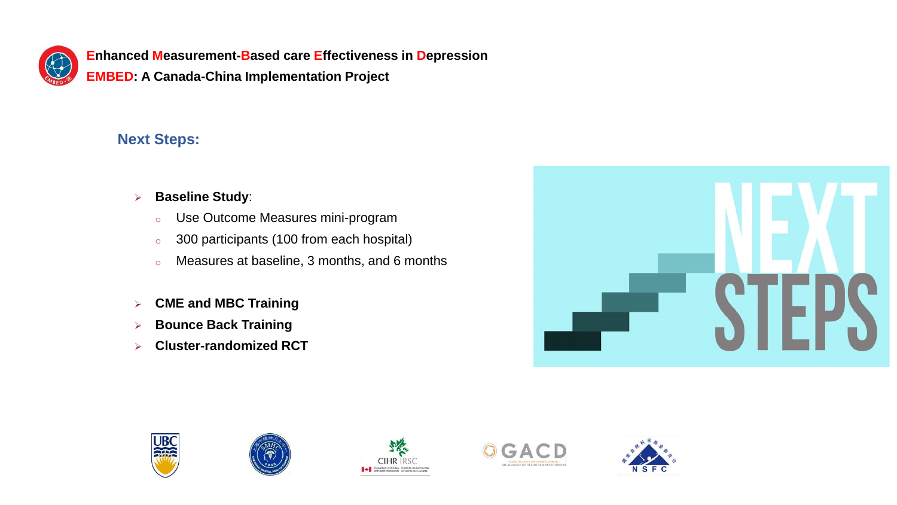**Enhanced Measurement-Based care Effectiveness in Depression**
**EMBED: A Canada-China Implementation Project**

## Next Steps:

- **Baseline Study**:
  - Use Outcome Measures mini-program
  - 300 participants (100 from each hospital)
  - Measures at baseline, 3 months, and 6 months
- **CME and MBC Training**
- **Bounce Back Training**
- **Cluster-randomized RCT**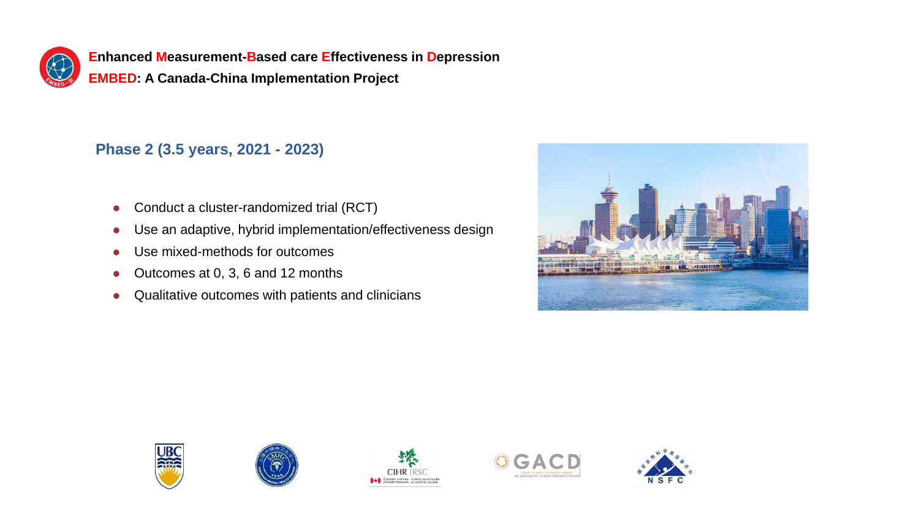**Enhanced Measurement-Based care Effectiveness in Depression**

**EMBED: A Canada-China Implementation Project**

## Phase 2 (3.5 years, 2021 - 2023)

- Conduct a cluster-randomized trial (RCT)
- Use an adaptive, hybrid implementation/effectiveness design
- Use mixed-methods for outcomes
- Outcomes at 0, 3, 6 and 12 months
- Qualitative outcomes with patients and clinicians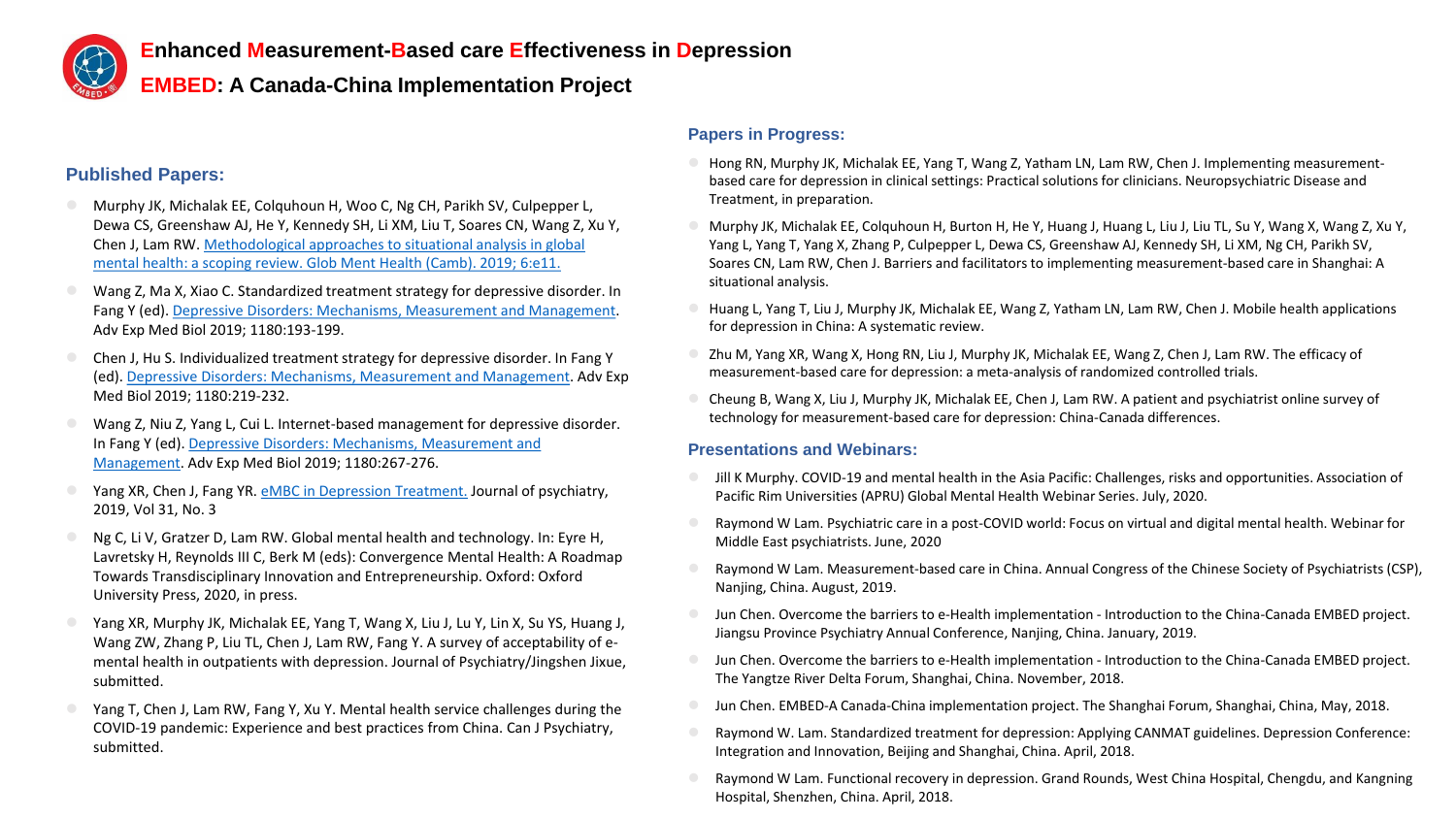# Enhanced Measurement-Based care Effectiveness in Depression

## EMBED: A Canada-China Implementation Project

### Published Papers:

- Murphy JK, Michalak EE, Colquhoun H, Woo C, Ng CH, Parikh SV, Culpepper L, Dewa CS, Greenshaw AJ, He Y, Kennedy SH, Li XM, Liu T, Soares CN, Wang Z, Xu Y, Chen J, Lam RW. Methodological approaches to situational analysis in global mental health: a scoping review. Glob Ment Health (Camb). 2019; 6:e11.
- Wang Z, Ma X, Xiao C. Standardized treatment strategy for depressive disorder. In Fang Y (ed). Depressive Disorders: Mechanisms, Measurement and Management. Adv Exp Med Biol 2019; 1180:193-199.
- Chen J, Hu S. Individualized treatment strategy for depressive disorder. In Fang Y (ed). Depressive Disorders: Mechanisms, Measurement and Management. Adv Exp Med Biol 2019; 1180:219-232.
- Wang Z, Niu Z, Yang L, Cui L. Internet-based management for depressive disorder. In Fang Y (ed). Depressive Disorders: Mechanisms, Measurement and Management. Adv Exp Med Biol 2019; 1180:267-276.
- Yang XR, Chen J, Fang YR. eMBC in Depression Treatment. Journal of psychiatry, 2019, Vol 31, No. 3
- Ng C, Li V, Gratzer D, Lam RW. Global mental health and technology. In: Eyre H, Lavretsky H, Reynolds III C, Berk M (eds): Convergence Mental Health: A Roadmap Towards Transdisciplinary Innovation and Entrepreneurship. Oxford: Oxford University Press, 2020, in press.
- Yang XR, Murphy JK, Michalak EE, Yang T, Wang X, Liu J, Lu Y, Lin X, Su YS, Huang J, Wang ZW, Zhang P, Liu TL, Chen J, Lam RW, Fang Y. A survey of acceptability of e-mental health in outpatients with depression. Journal of Psychiatry/Jingshen Jixue, submitted.
- Yang T, Chen J, Lam RW, Fang Y, Xu Y. Mental health service challenges during the COVID-19 pandemic: Experience and best practices from China. Can J Psychiatry, submitted.

### Papers in Progress:

- Hong RN, Murphy JK, Michalak EE, Yang T, Wang Z, Yatham LN, Lam RW, Chen J. Implementing measurement-based care for depression in clinical settings: Practical solutions for clinicians. Neuropsychiatric Disease and Treatment, in preparation.
- Murphy JK, Michalak EE, Colquhoun H, Burton H, He Y, Huang J, Huang L, Liu J, Liu TL, Su Y, Wang X, Wang Z, Xu Y, Yang L, Yang T, Yang X, Zhang P, Culpepper L, Dewa CS, Greenshaw AJ, Kennedy SH, Li XM, Ng CH, Parikh SV, Soares CN, Lam RW, Chen J. Barriers and facilitators to implementing measurement-based care in Shanghai: A situational analysis.
- Huang L, Yang T, Liu J, Murphy JK, Michalak EE, Wang Z, Yatham LN, Lam RW, Chen J. Mobile health applications for depression in China: A systematic review.
- Zhu M, Yang XR, Wang X, Hong RN, Liu J, Murphy JK, Michalak EE, Wang Z, Chen J, Lam RW. The efficacy of measurement-based care for depression: a meta-analysis of randomized controlled trials.
- Cheung B, Wang X, Liu J, Murphy JK, Michalak EE, Chen J, Lam RW. A patient and psychiatrist online survey of technology for measurement-based care for depression: China-Canada differences.

### Presentations and Webinars:

- Jill K Murphy. COVID-19 and mental health in the Asia Pacific: Challenges, risks and opportunities. Association of Pacific Rim Universities (APRU) Global Mental Health Webinar Series. July, 2020.
- Raymond W Lam. Psychiatric care in a post-COVID world: Focus on virtual and digital mental health. Webinar for Middle East psychiatrists. June, 2020
- Raymond W Lam. Measurement-based care in China. Annual Congress of the Chinese Society of Psychiatrists (CSP), Nanjing, China. August, 2019.
- Jun Chen. Overcome the barriers to e-Health implementation - Introduction to the China-Canada EMBED project. Jiangsu Province Psychiatry Annual Conference, Nanjing, China. January, 2019.
- Jun Chen. Overcome the barriers to e-Health implementation - Introduction to the China-Canada EMBED project. The Yangtze River Delta Forum, Shanghai, China. November, 2018.
- Jun Chen. EMBED-A Canada-China implementation project. The Shanghai Forum, Shanghai, China, May, 2018.
- Raymond W. Lam. Standardized treatment for depression: Applying CANMAT guidelines. Depression Conference: Integration and Innovation, Beijing and Shanghai, China. April, 2018.
- Raymond W Lam. Functional recovery in depression. Grand Rounds, West China Hospital, Chengdu, and Kangning Hospital, Shenzhen, China. April, 2018.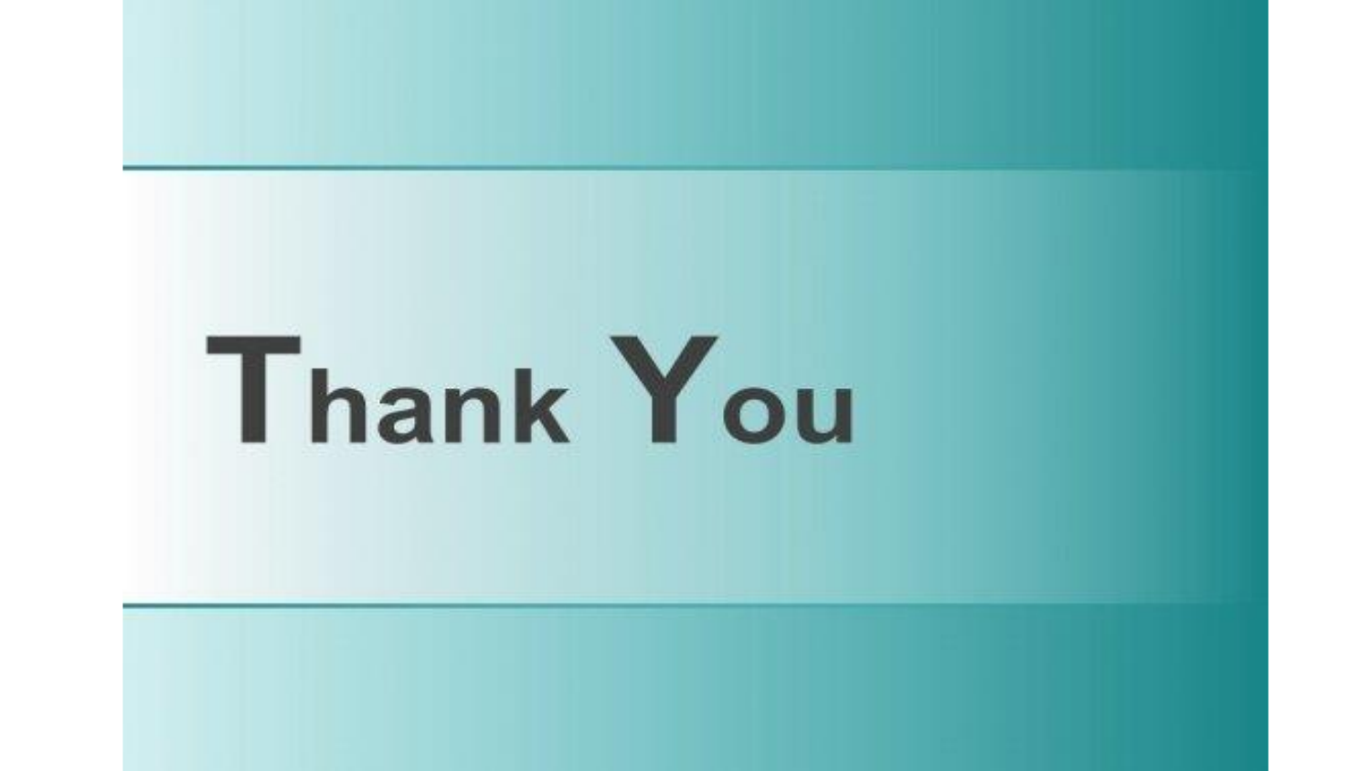# Thank You